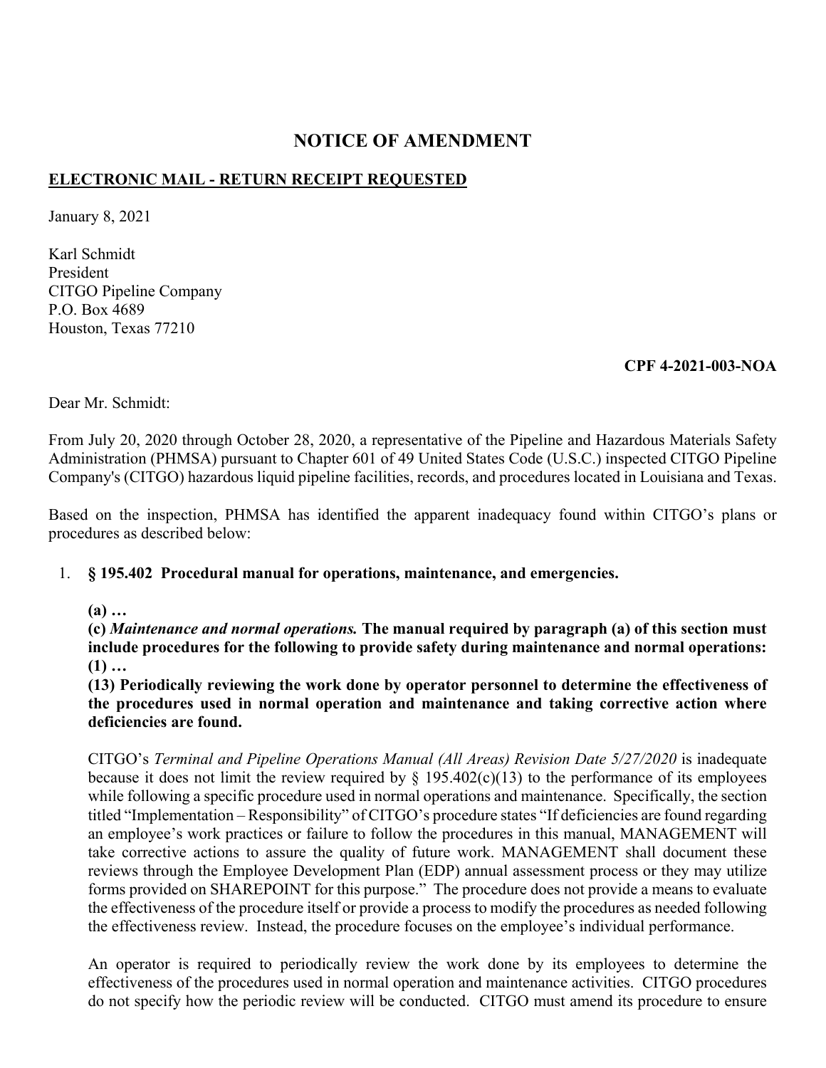# NOTICE OF AMENDMENT

**ELECTRONIC MAIL - RETURN RECEIPT REQUESTED**

January 8, 2021

Karl Schmidt
President
CITGO Pipeline Company
P.O. Box 4689
Houston, Texas 77210

**CPF 4-2021-003-NOA**

Dear Mr. Schmidt:

From July 20, 2020 through October 28, 2020, a representative of the Pipeline and Hazardous Materials Safety Administration (PHMSA) pursuant to Chapter 601 of 49 United States Code (U.S.C.) inspected CITGO Pipeline Company's (CITGO) hazardous liquid pipeline facilities, records, and procedures located in Louisiana and Texas.

Based on the inspection, PHMSA has identified the apparent inadequacy found within CITGO's plans or procedures as described below:

1. **§ 195.402 Procedural manual for operations, maintenance, and emergencies.**

   **(a) …**
   **(c)** ***Maintenance and normal operations.*** **The manual required by paragraph (a) of this section must include procedures for the following to provide safety during maintenance and normal operations:**
   **(1) …**
   **(13) Periodically reviewing the work done by operator personnel to determine the effectiveness of the procedures used in normal operation and maintenance and taking corrective action where deficiencies are found.**

   CITGO's *Terminal and Pipeline Operations Manual (All Areas) Revision Date 5/27/2020* is inadequate because it does not limit the review required by § 195.402(c)(13) to the performance of its employees while following a specific procedure used in normal operations and maintenance. Specifically, the section titled "Implementation – Responsibility" of CITGO's procedure states "If deficiencies are found regarding an employee's work practices or failure to follow the procedures in this manual, MANAGEMENT will take corrective actions to assure the quality of future work. MANAGEMENT shall document these reviews through the Employee Development Plan (EDP) annual assessment process or they may utilize forms provided on SHAREPOINT for this purpose." The procedure does not provide a means to evaluate the effectiveness of the procedure itself or provide a process to modify the procedures as needed following the effectiveness review. Instead, the procedure focuses on the employee's individual performance.

   An operator is required to periodically review the work done by its employees to determine the effectiveness of the procedures used in normal operation and maintenance activities. CITGO procedures do not specify how the periodic review will be conducted. CITGO must amend its procedure to ensure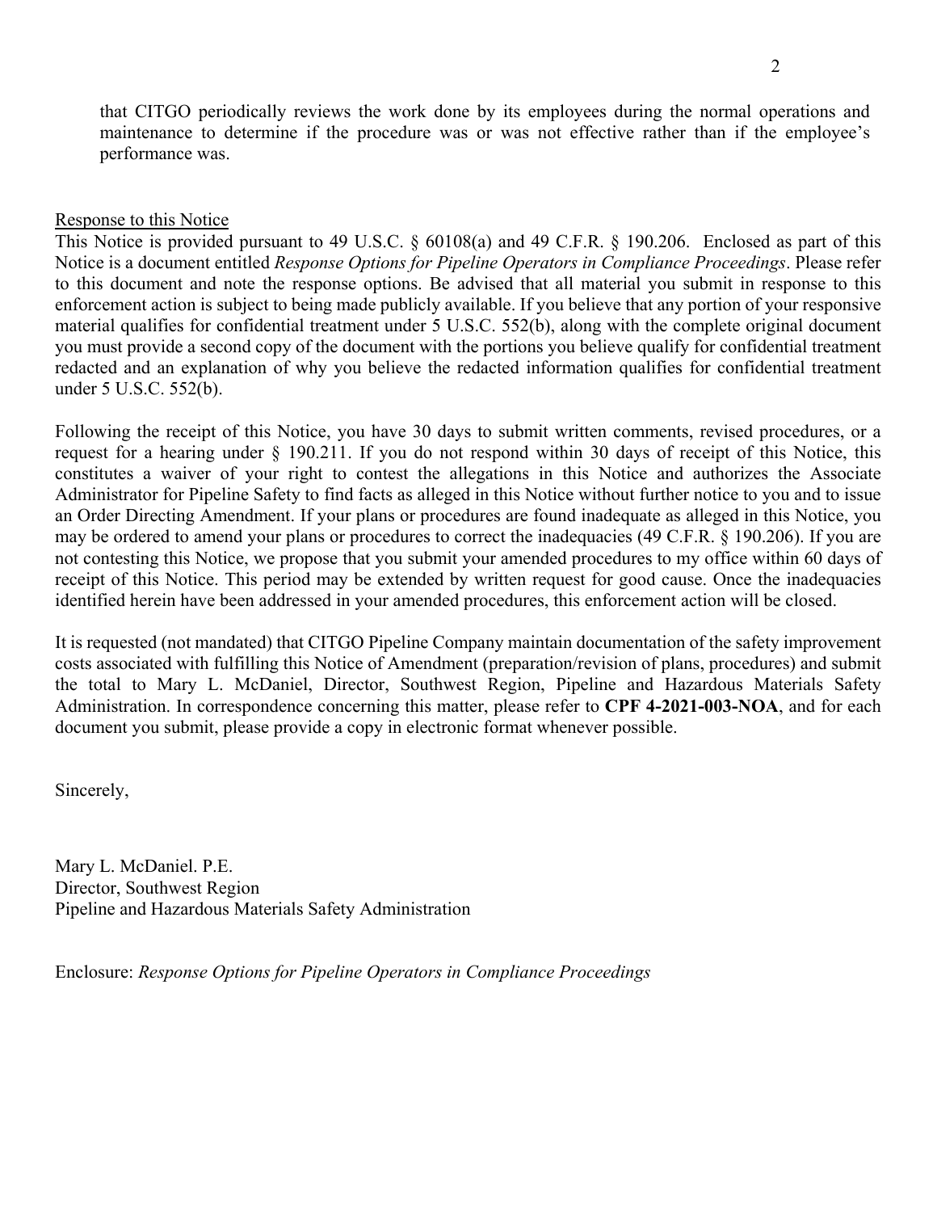that CITGO periodically reviews the work done by its employees during the normal operations and maintenance to determine if the procedure was or was not effective rather than if the employee's performance was.

## Response to this Notice

This Notice is provided pursuant to 49 U.S.C. § 60108(a) and 49 C.F.R. § 190.206. Enclosed as part of this Notice is a document entitled *Response Options for Pipeline Operators in Compliance Proceedings*. Please refer to this document and note the response options. Be advised that all material you submit in response to this enforcement action is subject to being made publicly available. If you believe that any portion of your responsive material qualifies for confidential treatment under 5 U.S.C. 552(b), along with the complete original document you must provide a second copy of the document with the portions you believe qualify for confidential treatment redacted and an explanation of why you believe the redacted information qualifies for confidential treatment under 5 U.S.C. 552(b).

Following the receipt of this Notice, you have 30 days to submit written comments, revised procedures, or a request for a hearing under § 190.211. If you do not respond within 30 days of receipt of this Notice, this constitutes a waiver of your right to contest the allegations in this Notice and authorizes the Associate Administrator for Pipeline Safety to find facts as alleged in this Notice without further notice to you and to issue an Order Directing Amendment. If your plans or procedures are found inadequate as alleged in this Notice, you may be ordered to amend your plans or procedures to correct the inadequacies (49 C.F.R. § 190.206). If you are not contesting this Notice, we propose that you submit your amended procedures to my office within 60 days of receipt of this Notice. This period may be extended by written request for good cause. Once the inadequacies identified herein have been addressed in your amended procedures, this enforcement action will be closed.

It is requested (not mandated) that CITGO Pipeline Company maintain documentation of the safety improvement costs associated with fulfilling this Notice of Amendment (preparation/revision of plans, procedures) and submit the total to Mary L. McDaniel, Director, Southwest Region, Pipeline and Hazardous Materials Safety Administration. In correspondence concerning this matter, please refer to **CPF 4-2021-003-NOA**, and for each document you submit, please provide a copy in electronic format whenever possible.

Sincerely,

Mary L. McDaniel. P.E.
Director, Southwest Region
Pipeline and Hazardous Materials Safety Administration

Enclosure: *Response Options for Pipeline Operators in Compliance Proceedings*